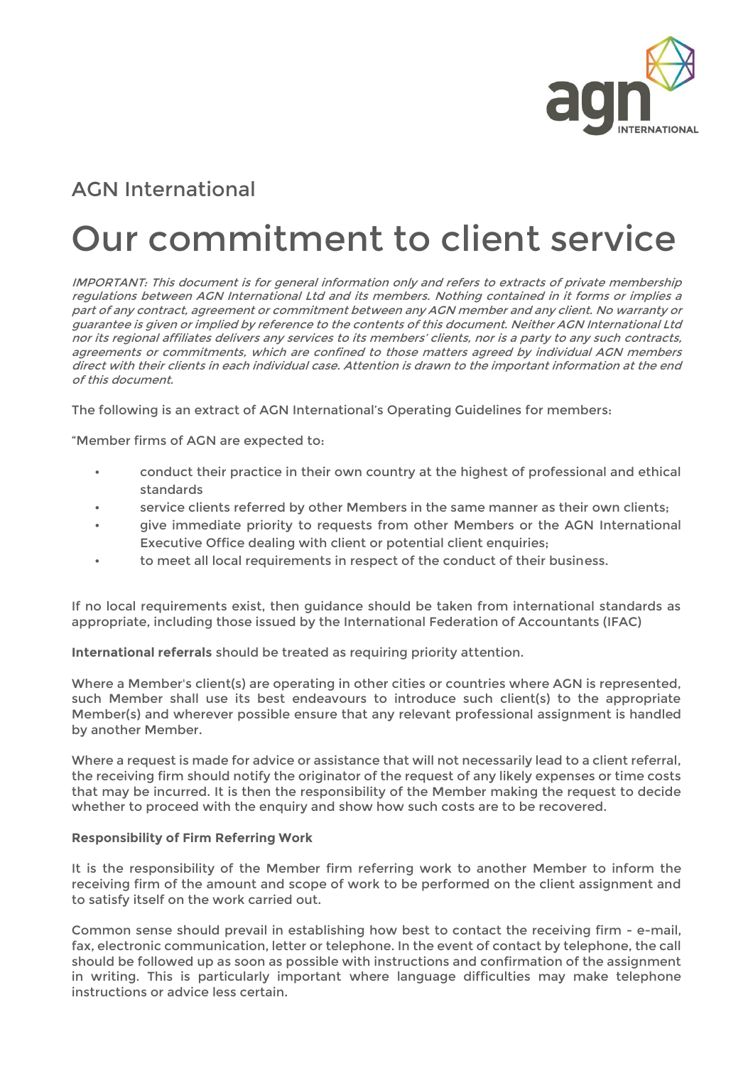AGN International

# Our commitment to client service

*IMPORTANT: This document is for general information only and refers to extracts of private membership regulations between AGN International Ltd and its members. Nothing contained in it forms or implies a part of any contract, agreement or commitment between any AGN member and any client. No warranty or guarantee is given or implied by reference to the contents of this document. Neither AGN International Ltd nor its regional affiliates delivers any services to its members' clients, nor is a party to any such contracts, agreements or commitments, which are confined to those matters agreed by individual AGN members direct with their clients in each individual case. Attention is drawn to the important information at the end of this document.*

The following is an extract of AGN International's Operating Guidelines for members:

"Member firms of AGN are expected to:

- conduct their practice in their own country at the highest of professional and ethical standards
- service clients referred by other Members in the same manner as their own clients;
- give immediate priority to requests from other Members or the AGN International Executive Office dealing with client or potential client enquiries;
- to meet all local requirements in respect of the conduct of their business.

If no local requirements exist, then guidance should be taken from international standards as appropriate, including those issued by the International Federation of Accountants (IFAC)

**International referrals** should be treated as requiring priority attention.

Where a Member's client(s) are operating in other cities or countries where AGN is represented, such Member shall use its best endeavours to introduce such client(s) to the appropriate Member(s) and wherever possible ensure that any relevant professional assignment is handled by another Member.

Where a request is made for advice or assistance that will not necessarily lead to a client referral, the receiving firm should notify the originator of the request of any likely expenses or time costs that may be incurred. It is then the responsibility of the Member making the request to decide whether to proceed with the enquiry and show how such costs are to be recovered.

**Responsibility of Firm Referring Work**

It is the responsibility of the Member firm referring work to another Member to inform the receiving firm of the amount and scope of work to be performed on the client assignment and to satisfy itself on the work carried out.

Common sense should prevail in establishing how best to contact the receiving firm - e-mail, fax, electronic communication, letter or telephone. In the event of contact by telephone, the call should be followed up as soon as possible with instructions and confirmation of the assignment in writing. This is particularly important where language difficulties may make telephone instructions or advice less certain.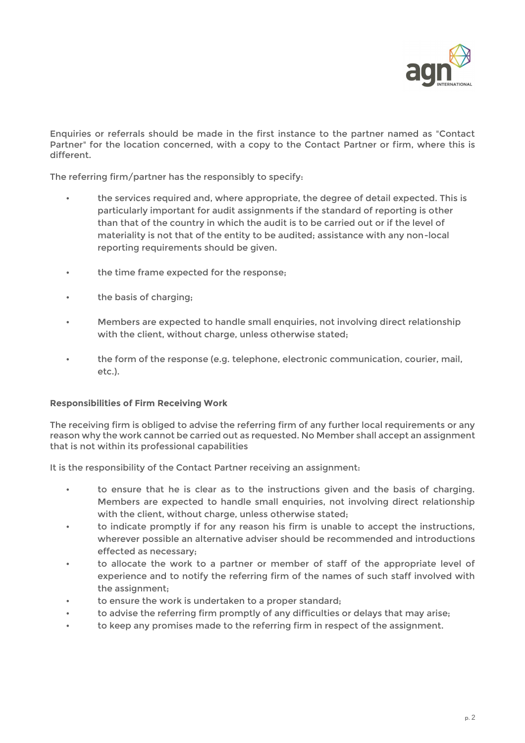Enquiries or referrals should be made in the first instance to the partner named as "Contact Partner" for the location concerned, with a copy to the Contact Partner or firm, where this is different.

The referring firm/partner has the responsibly to specify:

- the services required and, where appropriate, the degree of detail expected. This is particularly important for audit assignments if the standard of reporting is other than that of the country in which the audit is to be carried out or if the level of materiality is not that of the entity to be audited; assistance with any non-local reporting requirements should be given.
- the time frame expected for the response;
- the basis of charging;
- Members are expected to handle small enquiries, not involving direct relationship with the client, without charge, unless otherwise stated;
- the form of the response (e.g. telephone, electronic communication, courier, mail, etc.).

**Responsibilities of Firm Receiving Work**

The receiving firm is obliged to advise the referring firm of any further local requirements or any reason why the work cannot be carried out as requested. No Member shall accept an assignment that is not within its professional capabilities

It is the responsibility of the Contact Partner receiving an assignment:

- to ensure that he is clear as to the instructions given and the basis of charging. Members are expected to handle small enquiries, not involving direct relationship with the client, without charge, unless otherwise stated;
- to indicate promptly if for any reason his firm is unable to accept the instructions, wherever possible an alternative adviser should be recommended and introductions effected as necessary;
- to allocate the work to a partner or member of staff of the appropriate level of experience and to notify the referring firm of the names of such staff involved with the assignment;
- to ensure the work is undertaken to a proper standard;
- to advise the referring firm promptly of any difficulties or delays that may arise;
- to keep any promises made to the referring firm in respect of the assignment.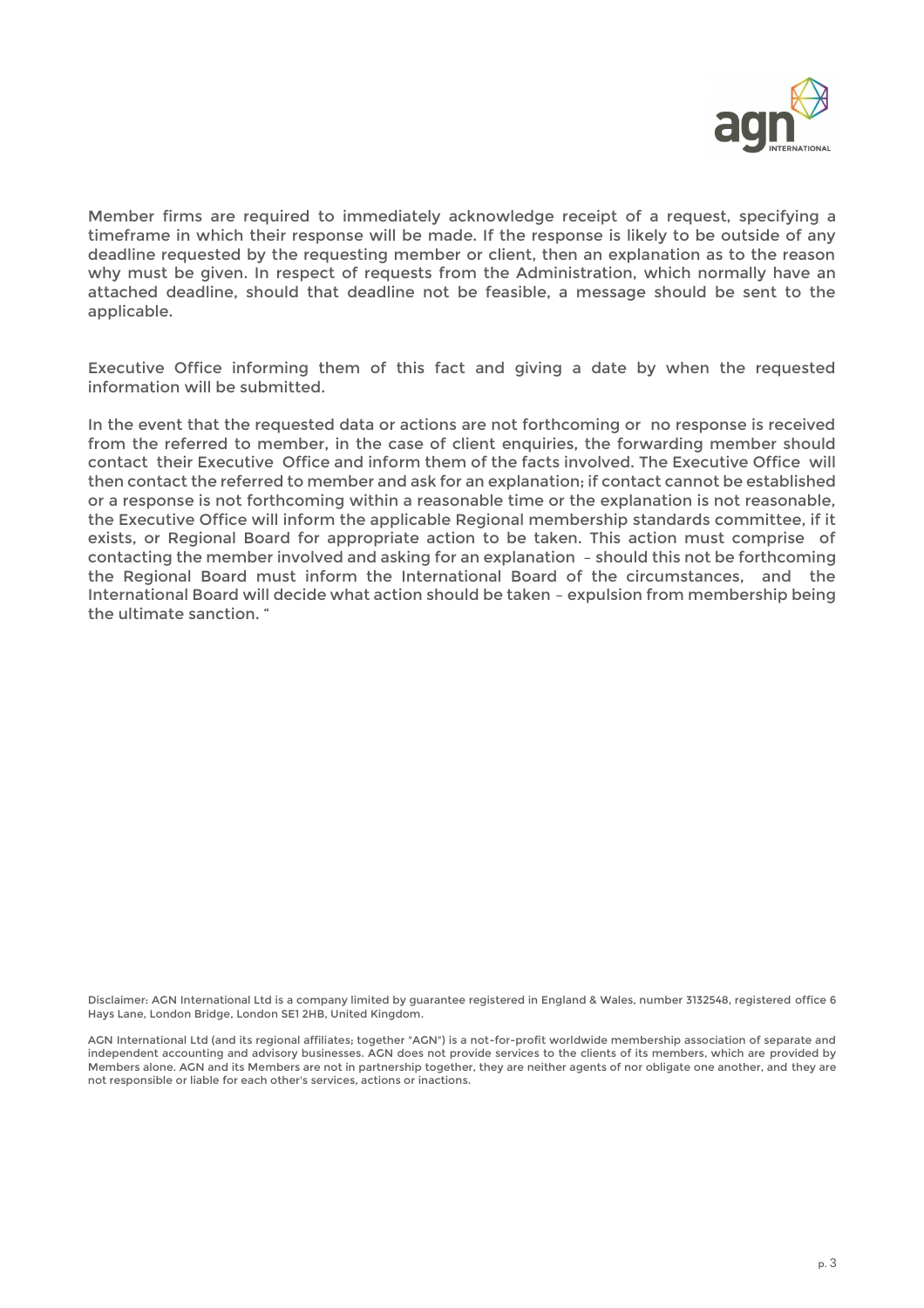Member firms are required to immediately acknowledge receipt of a request, specifying a timeframe in which their response will be made. If the response is likely to be outside of any deadline requested by the requesting member or client, then an explanation as to the reason why must be given. In respect of requests from the Administration, which normally have an attached deadline, should that deadline not be feasible, a message should be sent to the applicable.

Executive Office informing them of this fact and giving a date by when the requested information will be submitted.

In the event that the requested data or actions are not forthcoming or no response is received from the referred to member, in the case of client enquiries, the forwarding member should contact their Executive Office and inform them of the facts involved. The Executive Office will then contact the referred to member and ask for an explanation; if contact cannot be established or a response is not forthcoming within a reasonable time or the explanation is not reasonable, the Executive Office will inform the applicable Regional membership standards committee, if it exists, or Regional Board for appropriate action to be taken. This action must comprise of contacting the member involved and asking for an explanation – should this not be forthcoming the Regional Board must inform the International Board of the circumstances, and the International Board will decide what action should be taken – expulsion from membership being the ultimate sanction. "

Disclaimer: AGN International Ltd is a company limited by guarantee registered in England & Wales, number 3132548, registered office 6 Hays Lane, London Bridge, London SE1 2HB, United Kingdom.

AGN International Ltd (and its regional affiliates; together "AGN") is a not-for-profit worldwide membership association of separate and independent accounting and advisory businesses. AGN does not provide services to the clients of its members, which are provided by Members alone. AGN and its Members are not in partnership together, they are neither agents of nor obligate one another, and they are not responsible or liable for each other's services, actions or inactions.